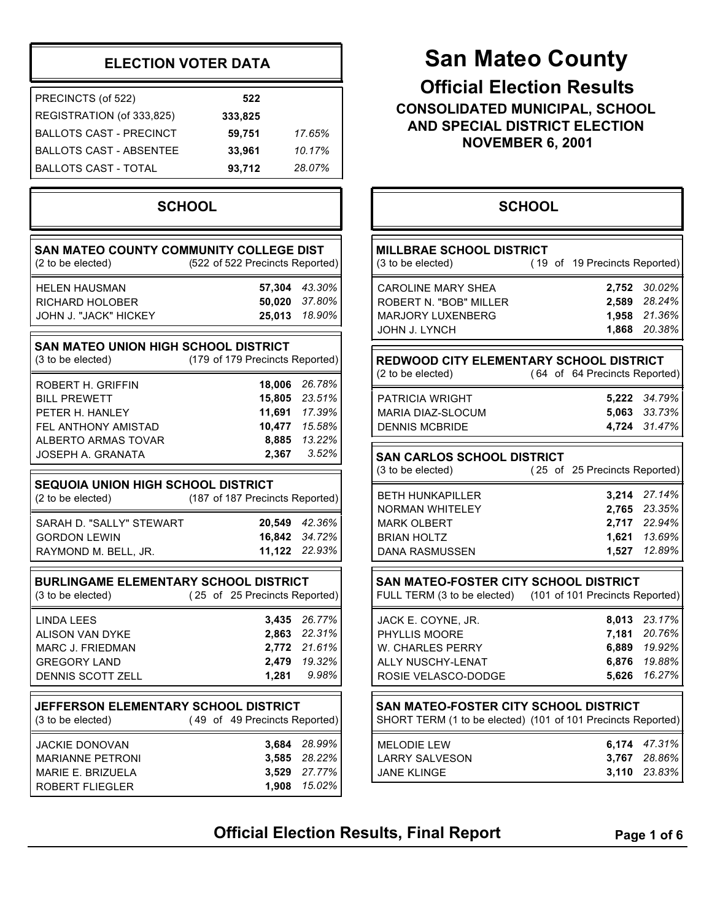# San Mateo County

## Official Election Results

### CONSOLIDATED MUNICIPAL, SCHOOL AND SPECIAL DISTRICT ELECTION

### NOVEMBER 6, 2001

## ELECTION VOTER DATA

| | | |
|---|---|---|
| PRECINCTS (of 522) | **522** | |
| REGISTRATION (of 333,825) | **333,825** | |
| BALLOTS CAST - PRECINCT | **59,751** | *17.65%* |
| BALLOTS CAST - ABSENTEE | **33,961** | *10.17%* |
| BALLOTS CAST - TOTAL | **93,712** | *28.07%* |

## SCHOOL

### SAN MATEO COUNTY COMMUNITY COLLEGE DIST

(2 to be elected) (522 of 522 Precincts Reported)

| Candidate | Votes | Percent |
|---|---|---|
| HELEN HAUSMAN | **57,304** | *43.30%* |
| RICHARD HOLOBER | **50,020** | *37.80%* |
| JOHN J. "JACK" HICKEY | **25,013** | *18.90%* |

### SAN MATEO UNION HIGH SCHOOL DISTRICT

(3 to be elected) (179 of 179 Precincts Reported)

| Candidate | Votes | Percent |
|---|---|---|
| ROBERT H. GRIFFIN | **18,006** | *26.78%* |
| BILL PREWETT | **15,805** | *23.51%* |
| PETER H. HANLEY | **11,691** | *17.39%* |
| FEL ANTHONY AMISTAD | **10,477** | *15.58%* |
| ALBERTO ARMAS TOVAR | **8,885** | *13.22%* |
| JOSEPH A. GRANATA | **2,367** | *3.52%* |

### SEQUOIA UNION HIGH SCHOOL DISTRICT

(2 to be elected) (187 of 187 Precincts Reported)

| Candidate | Votes | Percent |
|---|---|---|
| SARAH D. "SALLY" STEWART | **20,549** | *42.36%* |
| GORDON LEWIN | **16,842** | *34.72%* |
| RAYMOND M. BELL, JR. | **11,122** | *22.93%* |

### BURLINGAME ELEMENTARY SCHOOL DISTRICT

(3 to be elected) (25 of 25 Precincts Reported)

| Candidate | Votes | Percent |
|---|---|---|
| LINDA LEES | **3,435** | *26.77%* |
| ALISON VAN DYKE | **2,863** | *22.31%* |
| MARC J. FRIEDMAN | **2,772** | *21.61%* |
| GREGORY LAND | **2,479** | *19.32%* |
| DENNIS SCOTT ZELL | **1,281** | *9.98%* |

### JEFFERSON ELEMENTARY SCHOOL DISTRICT

(3 to be elected) (49 of 49 Precincts Reported)

| Candidate | Votes | Percent |
|---|---|---|
| JACKIE DONOVAN | **3,684** | *28.99%* |
| MARIANNE PETRONI | **3,585** | *28.22%* |
| MARIE E. BRIZUELA | **3,529** | *27.77%* |
| ROBERT FLIEGLER | **1,908** | *15.02%* |

## SCHOOL

### MILLBRAE SCHOOL DISTRICT

(3 to be elected) (19 of 19 Precincts Reported)

| Candidate | Votes | Percent |
|---|---|---|
| CAROLINE MARY SHEA | **2,752** | *30.02%* |
| ROBERT N. "BOB" MILLER | **2,589** | *28.24%* |
| MARJORY LUXENBERG | **1,958** | *21.36%* |
| JOHN J. LYNCH | **1,868** | *20.38%* |

### REDWOOD CITY ELEMENTARY SCHOOL DISTRICT

(2 to be elected) (64 of 64 Precincts Reported)

| Candidate | Votes | Percent |
|---|---|---|
| PATRICIA WRIGHT | **5,222** | *34.79%* |
| MARIA DIAZ-SLOCUM | **5,063** | *33.73%* |
| DENNIS MCBRIDE | **4,724** | *31.47%* |

### SAN CARLOS SCHOOL DISTRICT

(3 to be elected) (25 of 25 Precincts Reported)

| Candidate | Votes | Percent |
|---|---|---|
| BETH HUNKAPILLER | **3,214** | *27.14%* |
| NORMAN WHITELEY | **2,765** | *23.35%* |
| MARK OLBERT | **2,717** | *22.94%* |
| BRIAN HOLTZ | **1,621** | *13.69%* |
| DANA RASMUSSEN | **1,527** | *12.89%* |

### SAN MATEO-FOSTER CITY SCHOOL DISTRICT

FULL TERM (3 to be elected) (101 of 101 Precincts Reported)

| Candidate | Votes | Percent |
|---|---|---|
| JACK E. COYNE, JR. | **8,013** | *23.17%* |
| PHYLLIS MOORE | **7,181** | *20.76%* |
| W. CHARLES PERRY | **6,889** | *19.92%* |
| ALLY NUSCHY-LENAT | **6,876** | *19.88%* |
| ROSIE VELASCO-DODGE | **5,626** | *16.27%* |

### SAN MATEO-FOSTER CITY SCHOOL DISTRICT

SHORT TERM (1 to be elected) (101 of 101 Precincts Reported)

| Candidate | Votes | Percent |
|---|---|---|
| MELODIE LEW | **6,174** | *47.31%* |
| LARRY SALVESON | **3,767** | *28.86%* |
| JANE KLINGE | **3,110** | *23.83%* |

**Official Election Results, Final Report**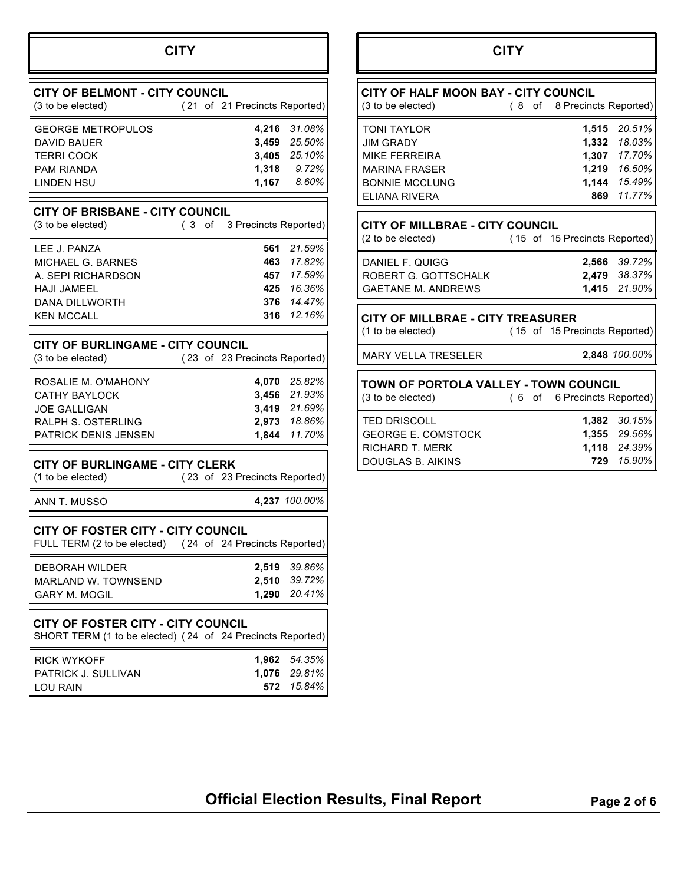# CITY

## CITY OF BELMONT - CITY COUNCIL

(3 to be elected) (21 of 21 Precincts Reported)

| Candidate | Votes | Percent |
|---|---|---|
| GEORGE METROPULOS | **4,216** | *31.08%* |
| DAVID BAUER | **3,459** | *25.50%* |
| TERRI COOK | **3,405** | *25.10%* |
| PAM RIANDA | **1,318** | *9.72%* |
| LINDEN HSU | **1,167** | *8.60%* |

## CITY OF BRISBANE - CITY COUNCIL

(3 to be elected) (3 of 3 Precincts Reported)

| Candidate | Votes | Percent |
|---|---|---|
| LEE J. PANZA | **561** | *21.59%* |
| MICHAEL G. BARNES | **463** | *17.82%* |
| A. SEPI RICHARDSON | **457** | *17.59%* |
| HAJI JAMEEL | **425** | *16.36%* |
| DANA DILLWORTH | **376** | *14.47%* |
| KEN MCCALL | **316** | *12.16%* |

## CITY OF BURLINGAME - CITY COUNCIL

(3 to be elected) (23 of 23 Precincts Reported)

| Candidate | Votes | Percent |
|---|---|---|
| ROSALIE M. O'MAHONY | **4,070** | *25.82%* |
| CATHY BAYLOCK | **3,456** | *21.93%* |
| JOE GALLIGAN | **3,419** | *21.69%* |
| RALPH S. OSTERLING | **2,973** | *18.86%* |
| PATRICK DENIS JENSEN | **1,844** | *11.70%* |

## CITY OF BURLINGAME - CITY CLERK

(1 to be elected) (23 of 23 Precincts Reported)

| Candidate | Votes | Percent |
|---|---|---|
| ANN T. MUSSO | **4,237** | *100.00%* |

## CITY OF FOSTER CITY - CITY COUNCIL

FULL TERM (2 to be elected) (24 of 24 Precincts Reported)

| Candidate | Votes | Percent |
|---|---|---|
| DEBORAH WILDER | **2,519** | *39.86%* |
| MARLAND W. TOWNSEND | **2,510** | *39.72%* |
| GARY M. MOGIL | **1,290** | *20.41%* |

## CITY OF FOSTER CITY - CITY COUNCIL

SHORT TERM (1 to be elected) (24 of 24 Precincts Reported)

| Candidate | Votes | Percent |
|---|---|---|
| RICK WYKOFF | **1,962** | *54.35%* |
| PATRICK J. SULLIVAN | **1,076** | *29.81%* |
| LOU RAIN | **572** | *15.84%* |

## CITY OF HALF MOON BAY - CITY COUNCIL

(3 to be elected) (8 of 8 Precincts Reported)

| Candidate | Votes | Percent |
|---|---|---|
| TONI TAYLOR | **1,515** | *20.51%* |
| JIM GRADY | **1,332** | *18.03%* |
| MIKE FERREIRA | **1,307** | *17.70%* |
| MARINA FRASER | **1,219** | *16.50%* |
| BONNIE MCCLUNG | **1,144** | *15.49%* |
| ELIANA RIVERA | **869** | *11.77%* |

## CITY OF MILLBRAE - CITY COUNCIL

(2 to be elected) (15 of 15 Precincts Reported)

| Candidate | Votes | Percent |
|---|---|---|
| DANIEL F. QUIGG | **2,566** | *39.72%* |
| ROBERT G. GOTTSCHALK | **2,479** | *38.37%* |
| GAETANE M. ANDREWS | **1,415** | *21.90%* |

## CITY OF MILLBRAE - CITY TREASURER

(1 to be elected) (15 of 15 Precincts Reported)

| Candidate | Votes | Percent |
|---|---|---|
| MARY VELLA TRESELER | **2,848** | *100.00%* |

## TOWN OF PORTOLA VALLEY - TOWN COUNCIL

(3 to be elected) (6 of 6 Precincts Reported)

| Candidate | Votes | Percent |
|---|---|---|
| TED DRISCOLL | **1,382** | *30.15%* |
| GEORGE E. COMSTOCK | **1,355** | *29.56%* |
| RICHARD T. MERK | **1,118** | *24.39%* |
| DOUGLAS B. AIKINS | **729** | *15.90%* |

**Official Election Results, Final Report**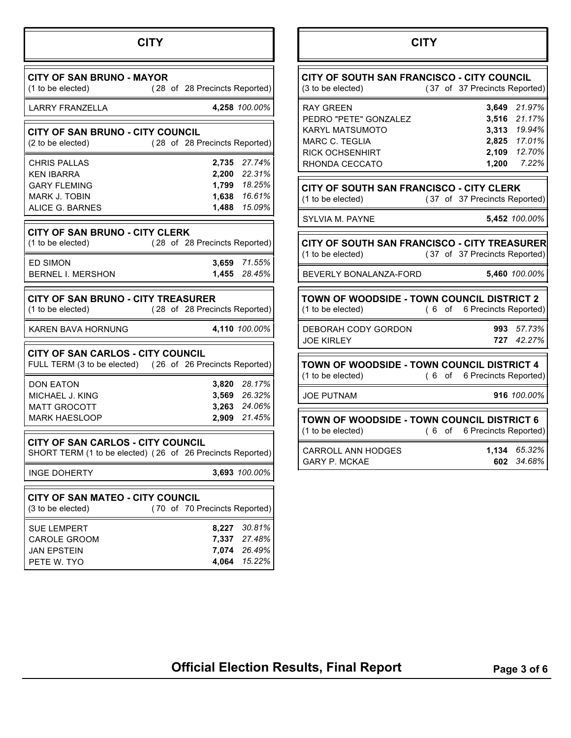# CITY

## CITY OF SAN BRUNO - MAYOR

(1 to be elected) (28 of 28 Precincts Reported)

| Candidate | Votes | Percent |
|---|---|---|
| LARRY FRANZELLA | **4,258** | *100.00%* |

## CITY OF SAN BRUNO - CITY COUNCIL

(2 to be elected) (28 of 28 Precincts Reported)

| Candidate | Votes | Percent |
|---|---|---|
| CHRIS PALLAS | **2,735** | *27.74%* |
| KEN IBARRA | **2,200** | *22.31%* |
| GARY FLEMING | **1,799** | *18.25%* |
| MARK J. TOBIN | **1,638** | *16.61%* |
| ALICE G. BARNES | **1,488** | *15.09%* |

## CITY OF SAN BRUNO - CITY CLERK

(1 to be elected) (28 of 28 Precincts Reported)

| Candidate | Votes | Percent |
|---|---|---|
| ED SIMON | **3,659** | *71.55%* |
| BERNEL I. MERSHON | **1,455** | *28.45%* |

## CITY OF SAN BRUNO - CITY TREASURER

(1 to be elected) (28 of 28 Precincts Reported)

| Candidate | Votes | Percent |
|---|---|---|
| KAREN BAVA HORNUNG | **4,110** | *100.00%* |

## CITY OF SAN CARLOS - CITY COUNCIL

FULL TERM (3 to be elected) (26 of 26 Precincts Reported)

| Candidate | Votes | Percent |
|---|---|---|
| DON EATON | **3,820** | *28.17%* |
| MICHAEL J. KING | **3,569** | *26.32%* |
| MATT GROCOTT | **3,263** | *24.06%* |
| MARK HAESLOOP | **2,909** | *21.45%* |

## CITY OF SAN CARLOS - CITY COUNCIL

SHORT TERM (1 to be elected) (26 of 26 Precincts Reported)

| Candidate | Votes | Percent |
|---|---|---|
| INGE DOHERTY | **3,693** | *100.00%* |

## CITY OF SAN MATEO - CITY COUNCIL

(3 to be elected) (70 of 70 Precincts Reported)

| Candidate | Votes | Percent |
|---|---|---|
| SUE LEMPERT | **8,227** | *30.81%* |
| CAROLE GROOM | **7,337** | *27.48%* |
| JAN EPSTEIN | **7,074** | *26.49%* |
| PETE W. TYO | **4,064** | *15.22%* |

# CITY

## CITY OF SOUTH SAN FRANCISCO - CITY COUNCIL

(3 to be elected) (37 of 37 Precincts Reported)

| Candidate | Votes | Percent |
|---|---|---|
| RAY GREEN | **3,649** | *21.97%* |
| PEDRO "PETE" GONZALEZ | **3,516** | *21.17%* |
| KARYL MATSUMOTO | **3,313** | *19.94%* |
| MARC C. TEGLIA | **2,825** | *17.01%* |
| RICK OCHSENHIRT | **2,109** | *12.70%* |
| RHONDA CECCATO | **1,200** | *7.22%* |

## CITY OF SOUTH SAN FRANCISCO - CITY CLERK

(1 to be elected) (37 of 37 Precincts Reported)

| Candidate | Votes | Percent |
|---|---|---|
| SYLVIA M. PAYNE | **5,452** | *100.00%* |

## CITY OF SOUTH SAN FRANCISCO - CITY TREASURER

(1 to be elected) (37 of 37 Precincts Reported)

| Candidate | Votes | Percent |
|---|---|---|
| BEVERLY BONALANZA-FORD | **5,460** | *100.00%* |

## TOWN OF WOODSIDE - TOWN COUNCIL DISTRICT 2

(1 to be elected) (6 of 6 Precincts Reported)

| Candidate | Votes | Percent |
|---|---|---|
| DEBORAH CODY GORDON | **993** | *57.73%* |
| JOE KIRLEY | **727** | *42.27%* |

## TOWN OF WOODSIDE - TOWN COUNCIL DISTRICT 4

(1 to be elected) (6 of 6 Precincts Reported)

| Candidate | Votes | Percent |
|---|---|---|
| JOE PUTNAM | **916** | *100.00%* |

## TOWN OF WOODSIDE - TOWN COUNCIL DISTRICT 6

(1 to be elected) (6 of 6 Precincts Reported)

| Candidate | Votes | Percent |
|---|---|---|
| CARROLL ANN HODGES | **1,134** | *65.32%* |
| GARY P. MCKAE | **602** | *34.68%* |

**Official Election Results, Final Report**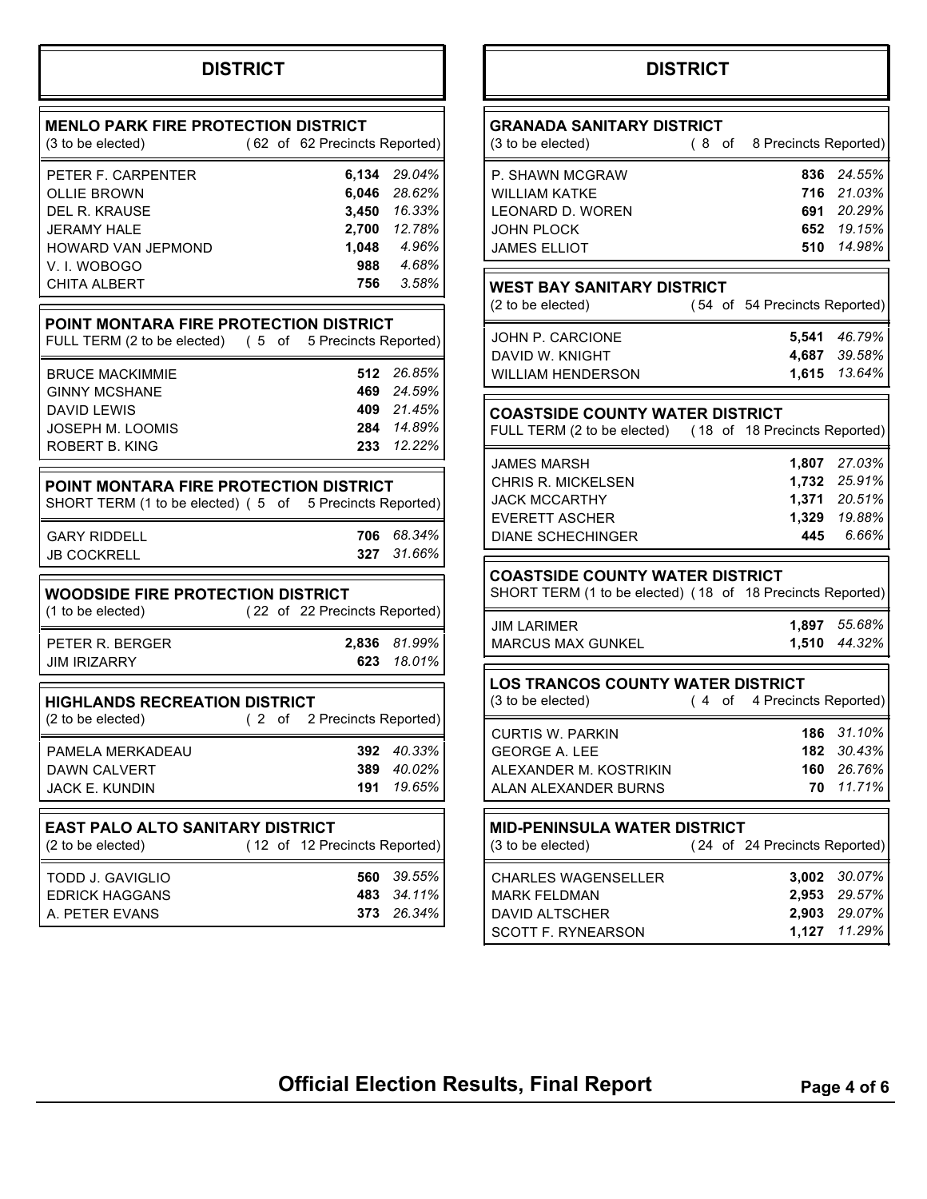## DISTRICT

### MENLO PARK FIRE PROTECTION DISTRICT

(3 to be elected) (62 of 62 Precincts Reported)

| Candidate | Votes | Percent |
|---|---|---|
| PETER F. CARPENTER | 6,134 | 29.04% |
| OLLIE BROWN | 6,046 | 28.62% |
| DEL R. KRAUSE | 3,450 | 16.33% |
| JERAMY HALE | 2,700 | 12.78% |
| HOWARD VAN JEPMOND | 1,048 | 4.96% |
| V. I. WOBOGO | 988 | 4.68% |
| CHITA ALBERT | 756 | 3.58% |

### POINT MONTARA FIRE PROTECTION DISTRICT

FULL TERM (2 to be elected) (5 of 5 Precincts Reported)

| Candidate | Votes | Percent |
|---|---|---|
| BRUCE MACKIMMIE | 512 | 26.85% |
| GINNY MCSHANE | 469 | 24.59% |
| DAVID LEWIS | 409 | 21.45% |
| JOSEPH M. LOOMIS | 284 | 14.89% |
| ROBERT B. KING | 233 | 12.22% |

### POINT MONTARA FIRE PROTECTION DISTRICT

SHORT TERM (1 to be elected) (5 of 5 Precincts Reported)

| Candidate | Votes | Percent |
|---|---|---|
| GARY RIDDELL | 706 | 68.34% |
| JB COCKRELL | 327 | 31.66% |

### WOODSIDE FIRE PROTECTION DISTRICT

(1 to be elected) (22 of 22 Precincts Reported)

| Candidate | Votes | Percent |
|---|---|---|
| PETER R. BERGER | 2,836 | 81.99% |
| JIM IRIZARRY | 623 | 18.01% |

### HIGHLANDS RECREATION DISTRICT

(2 to be elected) (2 of 2 Precincts Reported)

| Candidate | Votes | Percent |
|---|---|---|
| PAMELA MERKADEAU | 392 | 40.33% |
| DAWN CALVERT | 389 | 40.02% |
| JACK E. KUNDIN | 191 | 19.65% |

### EAST PALO ALTO SANITARY DISTRICT

(2 to be elected) (12 of 12 Precincts Reported)

| Candidate | Votes | Percent |
|---|---|---|
| TODD J. GAVIGLIO | 560 | 39.55% |
| EDRICK HAGGANS | 483 | 34.11% |
| A. PETER EVANS | 373 | 26.34% |

## DISTRICT

### GRANADA SANITARY DISTRICT

(3 to be elected) (8 of 8 Precincts Reported)

| Candidate | Votes | Percent |
|---|---|---|
| P. SHAWN MCGRAW | 836 | 24.55% |
| WILLIAM KATKE | 716 | 21.03% |
| LEONARD D. WOREN | 691 | 20.29% |
| JOHN PLOCK | 652 | 19.15% |
| JAMES ELLIOT | 510 | 14.98% |

### WEST BAY SANITARY DISTRICT

(2 to be elected) (54 of 54 Precincts Reported)

| Candidate | Votes | Percent |
|---|---|---|
| JOHN P. CARCIONE | 5,541 | 46.79% |
| DAVID W. KNIGHT | 4,687 | 39.58% |
| WILLIAM HENDERSON | 1,615 | 13.64% |

### COASTSIDE COUNTY WATER DISTRICT

FULL TERM (2 to be elected) (18 of 18 Precincts Reported)

| Candidate | Votes | Percent |
|---|---|---|
| JAMES MARSH | 1,807 | 27.03% |
| CHRIS R. MICKELSEN | 1,732 | 25.91% |
| JACK MCCARTHY | 1,371 | 20.51% |
| EVERETT ASCHER | 1,329 | 19.88% |
| DIANE SCHECHINGER | 445 | 6.66% |

### COASTSIDE COUNTY WATER DISTRICT

SHORT TERM (1 to be elected) (18 of 18 Precincts Reported)

| Candidate | Votes | Percent |
|---|---|---|
| JIM LARIMER | 1,897 | 55.68% |
| MARCUS MAX GUNKEL | 1,510 | 44.32% |

### LOS TRANCOS COUNTY WATER DISTRICT

(3 to be elected) (4 of 4 Precincts Reported)

| Candidate | Votes | Percent |
|---|---|---|
| CURTIS W. PARKIN | 186 | 31.10% |
| GEORGE A. LEE | 182 | 30.43% |
| ALEXANDER M. KOSTRIKIN | 160 | 26.76% |
| ALAN ALEXANDER BURNS | 70 | 11.71% |

### MID-PENINSULA WATER DISTRICT

(3 to be elected) (24 of 24 Precincts Reported)

| Candidate | Votes | Percent |
|---|---|---|
| CHARLES WAGENSELLER | 3,002 | 30.07% |
| MARK FELDMAN | 2,953 | 29.57% |
| DAVID ALTSCHER | 2,903 | 29.07% |
| SCOTT F. RYNEARSON | 1,127 | 11.29% |

**Official Election Results, Final Report**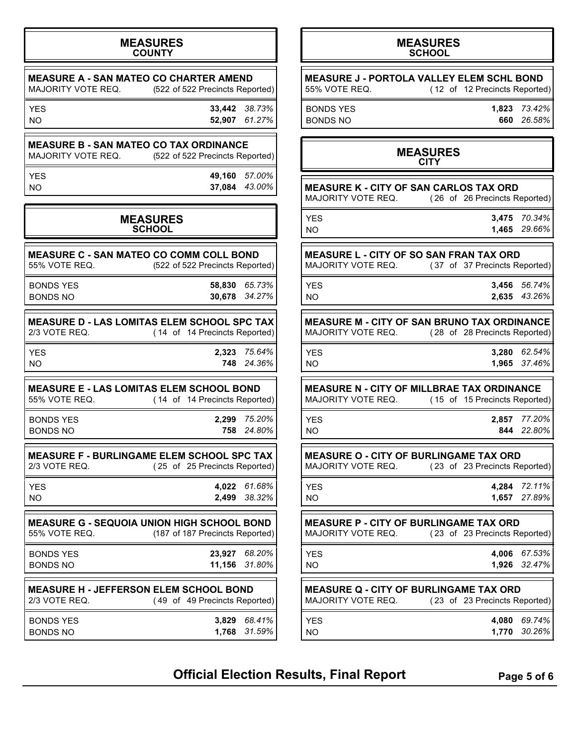## MEASURES
### COUNTY

**MEASURE A - SAN MATEO CO CHARTER AMEND**

MAJORITY VOTE REQ. (522 of 522 Precincts Reported)

| | | |
|---|---|---|
| YES | **33,442** | *38.73%* |
| NO | **52,907** | *61.27%* |

**MEASURE B - SAN MATEO CO TAX ORDINANCE**

MAJORITY VOTE REQ. (522 of 522 Precincts Reported)

| | | |
|---|---|---|
| YES | **49,160** | *57.00%* |
| NO | **37,084** | *43.00%* |

## MEASURES
### SCHOOL

**MEASURE C - SAN MATEO CO COMM COLL BOND**

55% VOTE REQ. (522 of 522 Precincts Reported)

| | | |
|---|---|---|
| BONDS YES | **58,830** | *65.73%* |
| BONDS NO | **30,678** | *34.27%* |

**MEASURE D - LAS LOMITAS ELEM SCHOOL SPC TAX**

2/3 VOTE REQ. (14 of 14 Precincts Reported)

| | | |
|---|---|---|
| YES | **2,323** | *75.64%* |
| NO | **748** | *24.36%* |

**MEASURE E - LAS LOMITAS ELEM SCHOOL BOND**

55% VOTE REQ. (14 of 14 Precincts Reported)

| | | |
|---|---|---|
| BONDS YES | **2,299** | *75.20%* |
| BONDS NO | **758** | *24.80%* |

**MEASURE F - BURLINGAME ELEM SCHOOL SPC TAX**

2/3 VOTE REQ. (25 of 25 Precincts Reported)

| | | |
|---|---|---|
| YES | **4,022** | *61.68%* |
| NO | **2,499** | *38.32%* |

**MEASURE G - SEQUOIA UNION HIGH SCHOOL BOND**

55% VOTE REQ. (187 of 187 Precincts Reported)

| | | |
|---|---|---|
| BONDS YES | **23,927** | *68.20%* |
| BONDS NO | **11,156** | *31.80%* |

**MEASURE H - JEFFERSON ELEM SCHOOL BOND**

2/3 VOTE REQ. (49 of 49 Precincts Reported)

| | | |
|---|---|---|
| BONDS YES | **3,829** | *68.41%* |
| BONDS NO | **1,768** | *31.59%* |

## MEASURES
### SCHOOL

**MEASURE J - PORTOLA VALLEY ELEM SCHL BOND**

55% VOTE REQ. (12 of 12 Precincts Reported)

| | | |
|---|---|---|
| BONDS YES | **1,823** | *73.42%* |
| BONDS NO | **660** | *26.58%* |

## MEASURES
### CITY

**MEASURE K - CITY OF SAN CARLOS TAX ORD**

MAJORITY VOTE REQ. (26 of 26 Precincts Reported)

| | | |
|---|---|---|
| YES | **3,475** | *70.34%* |
| NO | **1,465** | *29.66%* |

**MEASURE L - CITY OF SO SAN FRAN TAX ORD**

MAJORITY VOTE REQ. (37 of 37 Precincts Reported)

| | | |
|---|---|---|
| YES | **3,456** | *56.74%* |
| NO | **2,635** | *43.26%* |

**MEASURE M - CITY OF SAN BRUNO TAX ORDINANCE**

MAJORITY VOTE REQ. (28 of 28 Precincts Reported)

| | | |
|---|---|---|
| YES | **3,280** | *62.54%* |
| NO | **1,965** | *37.46%* |

**MEASURE N - CITY OF MILLBRAE TAX ORDINANCE**

MAJORITY VOTE REQ. (15 of 15 Precincts Reported)

| | | |
|---|---|---|
| YES | **2,857** | *77.20%* |
| NO | **844** | *22.80%* |

**MEASURE O - CITY OF BURLINGAME TAX ORD**

MAJORITY VOTE REQ. (23 of 23 Precincts Reported)

| | | |
|---|---|---|
| YES | **4,284** | *72.11%* |
| NO | **1,657** | *27.89%* |

**MEASURE P - CITY OF BURLINGAME TAX ORD**

MAJORITY VOTE REQ. (23 of 23 Precincts Reported)

| | | |
|---|---|---|
| YES | **4,006** | *67.53%* |
| NO | **1,926** | *32.47%* |

**MEASURE Q - CITY OF BURLINGAME TAX ORD**

MAJORITY VOTE REQ. (23 of 23 Precincts Reported)

| | | |
|---|---|---|
| YES | **4,080** | *69.74%* |
| NO | **1,770** | *30.26%* |

**Official Election Results, Final Report**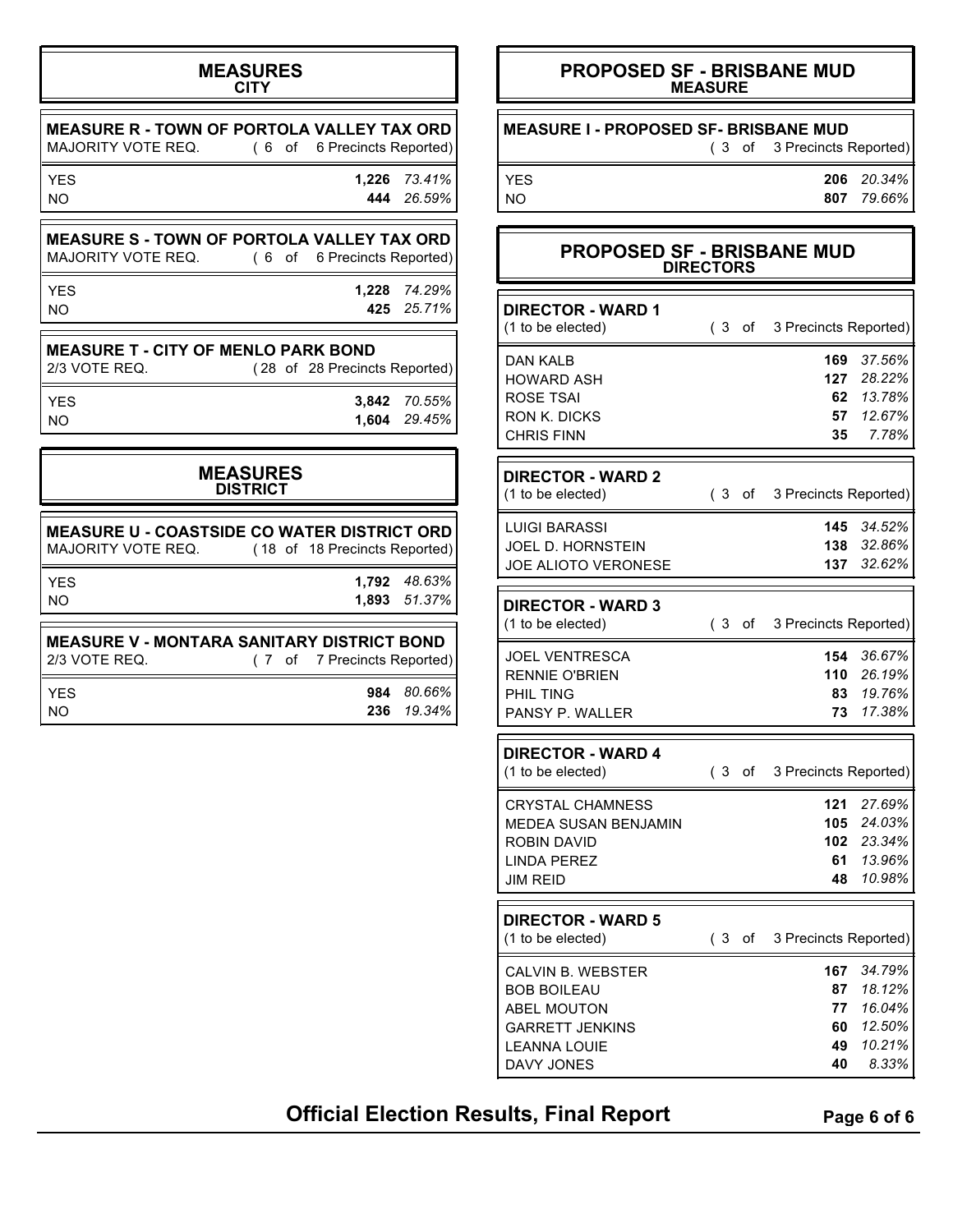## MEASURES
### CITY

**MEASURE R - TOWN OF PORTOLA VALLEY TAX ORD**

MAJORITY VOTE REQ. (6 of 6 Precincts Reported)

| | | |
|---|---|---|
| YES | **1,226** | *73.41%* |
| NO | **444** | *26.59%* |

**MEASURE S - TOWN OF PORTOLA VALLEY TAX ORD**

MAJORITY VOTE REQ. (6 of 6 Precincts Reported)

| | | |
|---|---|---|
| YES | **1,228** | *74.29%* |
| NO | **425** | *25.71%* |

**MEASURE T - CITY OF MENLO PARK BOND**

2/3 VOTE REQ. (28 of 28 Precincts Reported)

| | | |
|---|---|---|
| YES | **3,842** | *70.55%* |
| NO | **1,604** | *29.45%* |

## MEASURES
### DISTRICT

**MEASURE U - COASTSIDE CO WATER DISTRICT ORD**

MAJORITY VOTE REQ. (18 of 18 Precincts Reported)

| | | |
|---|---|---|
| YES | **1,792** | *48.63%* |
| NO | **1,893** | *51.37%* |

**MEASURE V - MONTARA SANITARY DISTRICT BOND**

2/3 VOTE REQ. (7 of 7 Precincts Reported)

| | | |
|---|---|---|
| YES | **984** | *80.66%* |
| NO | **236** | *19.34%* |

## PROPOSED SF - BRISBANE MUD
### MEASURE

**MEASURE I - PROPOSED SF- BRISBANE MUD**

(3 of 3 Precincts Reported)

| | | |
|---|---|---|
| YES | **206** | *20.34%* |
| NO | **807** | *79.66%* |

## PROPOSED SF - BRISBANE MUD
### DIRECTORS

**DIRECTOR - WARD 1**

(1 to be elected) (3 of 3 Precincts Reported)

| | | |
|---|---|---|
| DAN KALB | **169** | *37.56%* |
| HOWARD ASH | **127** | *28.22%* |
| ROSE TSAI | **62** | *13.78%* |
| RON K. DICKS | **57** | *12.67%* |
| CHRIS FINN | **35** | *7.78%* |

**DIRECTOR - WARD 2**

(1 to be elected) (3 of 3 Precincts Reported)

| | | |
|---|---|---|
| LUIGI BARASSI | **145** | *34.52%* |
| JOEL D. HORNSTEIN | **138** | *32.86%* |
| JOE ALIOTO VERONESE | **137** | *32.62%* |

**DIRECTOR - WARD 3**

(1 to be elected) (3 of 3 Precincts Reported)

| | | |
|---|---|---|
| JOEL VENTRESCA | **154** | *36.67%* |
| RENNIE O'BRIEN | **110** | *26.19%* |
| PHIL TING | **83** | *19.76%* |
| PANSY P. WALLER | **73** | *17.38%* |

**DIRECTOR - WARD 4**

(1 to be elected) (3 of 3 Precincts Reported)

| | | |
|---|---|---|
| CRYSTAL CHAMNESS | **121** | *27.69%* |
| MEDEA SUSAN BENJAMIN | **105** | *24.03%* |
| ROBIN DAVID | **102** | *23.34%* |
| LINDA PEREZ | **61** | *13.96%* |
| JIM REID | **48** | *10.98%* |

**DIRECTOR - WARD 5**

(1 to be elected) (3 of 3 Precincts Reported)

| | | |
|---|---|---|
| CALVIN B. WEBSTER | **167** | *34.79%* |
| BOB BOILEAU | **87** | *18.12%* |
| ABEL MOUTON | **77** | *16.04%* |
| GARRETT JENKINS | **60** | *12.50%* |
| LEANNA LOUIE | **49** | *10.21%* |
| DAVY JONES | **40** | *8.33%* |

**Official Election Results, Final Report**